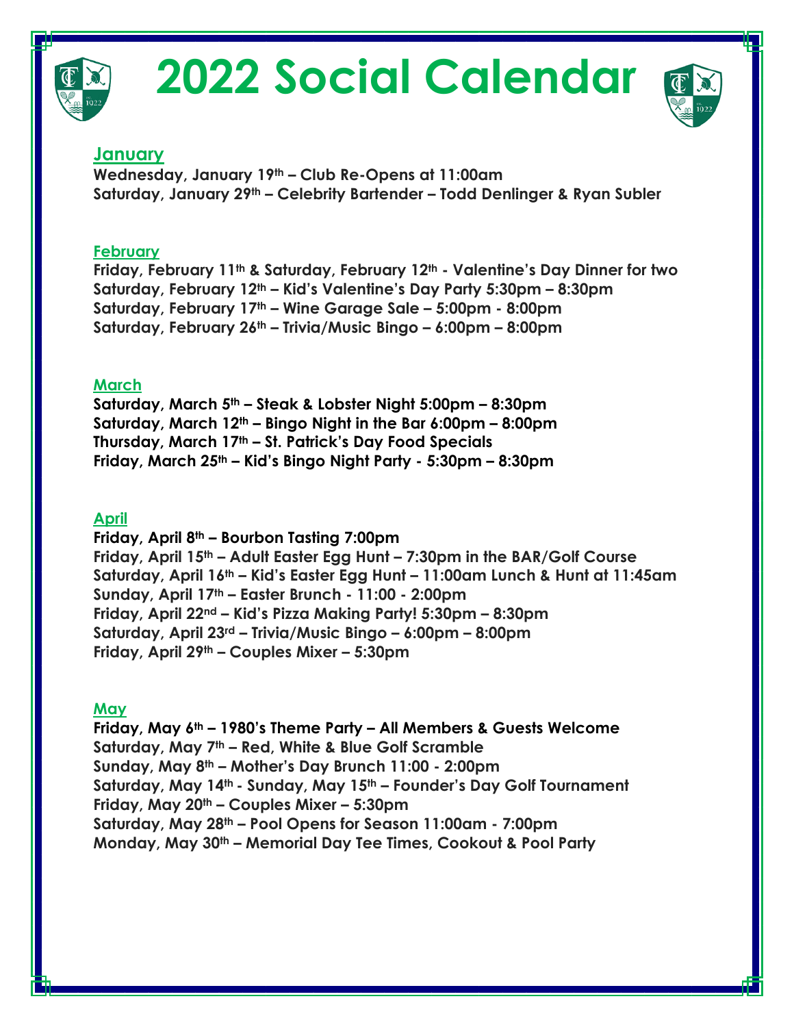# 2022 Social Calendar

## January

**Wednesday, January 19th – Club Re-Opens at 11:00am**
**Saturday, January 29th – Celebrity Bartender – Todd Denlinger & Ryan Subler**

## February

**Friday, February 11th & Saturday, February 12th - Valentine's Day Dinner for two**
**Saturday, February 12th – Kid's Valentine's Day Party 5:30pm – 8:30pm**
**Saturday, February 17th – Wine Garage Sale – 5:00pm - 8:00pm**
**Saturday, February 26th – Trivia/Music Bingo – 6:00pm – 8:00pm**

## March

**Saturday, March 5th – Steak & Lobster Night 5:00pm – 8:30pm**
**Saturday, March 12th – Bingo Night in the Bar 6:00pm – 8:00pm**
**Thursday, March 17th – St. Patrick's Day Food Specials**
**Friday, March 25th – Kid's Bingo Night Party - 5:30pm – 8:30pm**

## April

**Friday, April 8th – Bourbon Tasting 7:00pm**
**Friday, April 15th – Adult Easter Egg Hunt – 7:30pm in the BAR/Golf Course**
**Saturday, April 16th – Kid's Easter Egg Hunt – 11:00am Lunch & Hunt at 11:45am**
**Sunday, April 17th – Easter Brunch - 11:00 - 2:00pm**
**Friday, April 22nd – Kid's Pizza Making Party! 5:30pm – 8:30pm**
**Saturday, April 23rd – Trivia/Music Bingo – 6:00pm – 8:00pm**
**Friday, April 29th – Couples Mixer – 5:30pm**

## May

**Friday, May 6th – 1980's Theme Party – All Members & Guests Welcome**
**Saturday, May 7th – Red, White & Blue Golf Scramble**
**Sunday, May 8th – Mother's Day Brunch 11:00 - 2:00pm**
**Saturday, May 14th - Sunday, May 15th – Founder's Day Golf Tournament**
**Friday, May 20th – Couples Mixer – 5:30pm**
**Saturday, May 28th – Pool Opens for Season 11:00am - 7:00pm**
**Monday, May 30th – Memorial Day Tee Times, Cookout & Pool Party**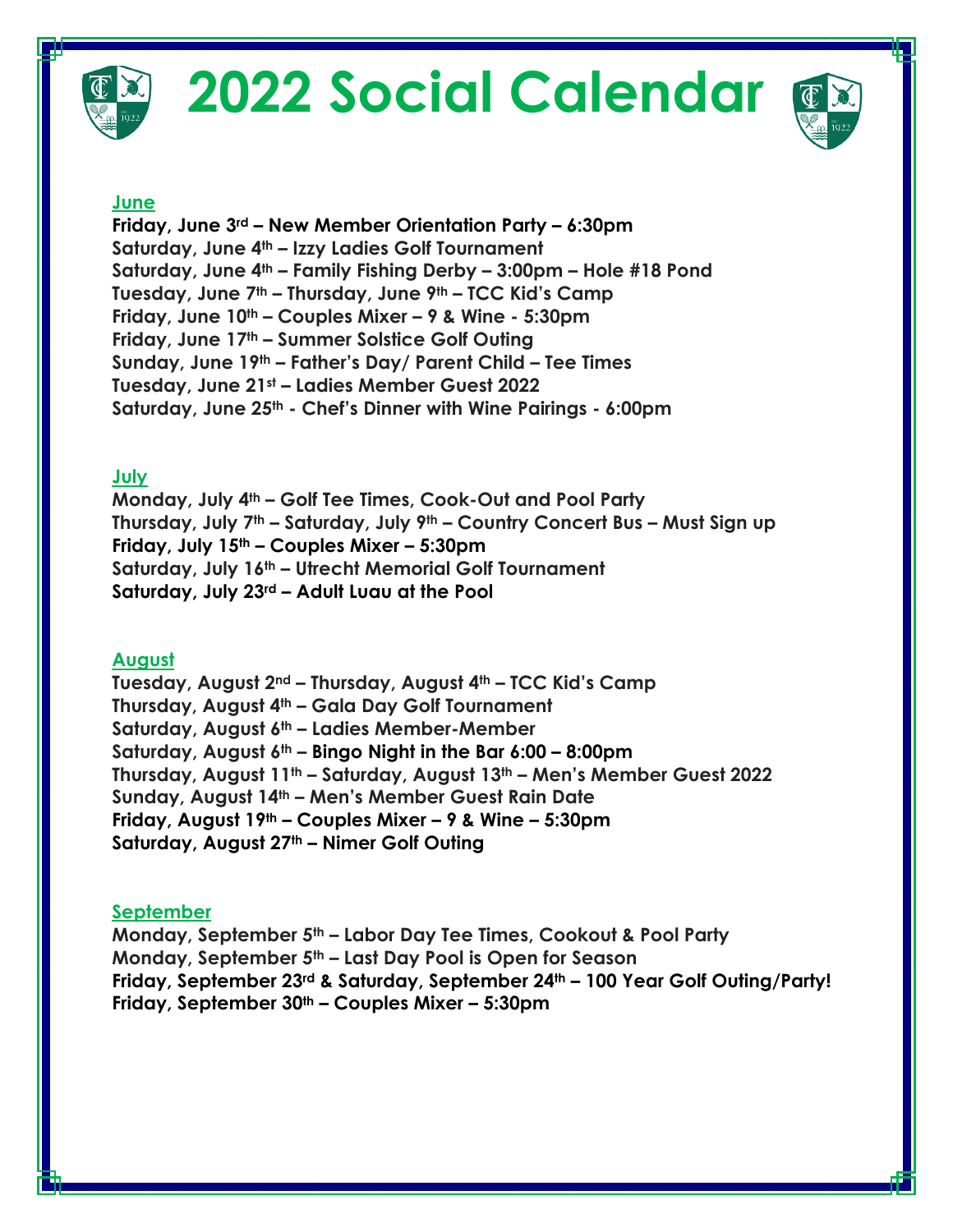# 2022 Social Calendar

## June

**Friday, June 3rd – New Member Orientation Party – 6:30pm**
**Saturday, June 4th – Izzy Ladies Golf Tournament**
**Saturday, June 4th – Family Fishing Derby – 3:00pm – Hole #18 Pond**
**Tuesday, June 7th – Thursday, June 9th – TCC Kid's Camp**
**Friday, June 10th – Couples Mixer – 9 & Wine - 5:30pm**
**Friday, June 17th – Summer Solstice Golf Outing**
**Sunday, June 19th – Father's Day/ Parent Child – Tee Times**
**Tuesday, June 21st – Ladies Member Guest 2022**
**Saturday, June 25th - Chef's Dinner with Wine Pairings - 6:00pm**

## July

**Monday, July 4th – Golf Tee Times, Cook-Out and Pool Party**
**Thursday, July 7th – Saturday, July 9th – Country Concert Bus – Must Sign up**
**Friday, July 15th – Couples Mixer – 5:30pm**
**Saturday, July 16th – Utrecht Memorial Golf Tournament**
**Saturday, July 23rd – Adult Luau at the Pool**

## August

**Tuesday, August 2nd – Thursday, August 4th – TCC Kid's Camp**
**Thursday, August 4th – Gala Day Golf Tournament**
**Saturday, August 6th – Ladies Member-Member**
**Saturday, August 6th – Bingo Night in the Bar 6:00 – 8:00pm**
**Thursday, August 11th – Saturday, August 13th – Men's Member Guest 2022**
**Sunday, August 14th – Men's Member Guest Rain Date**
**Friday, August 19th – Couples Mixer – 9 & Wine – 5:30pm**
**Saturday, August 27th – Nimer Golf Outing**

## September

**Monday, September 5th – Labor Day Tee Times, Cookout & Pool Party**
**Monday, September 5th – Last Day Pool is Open for Season**
**Friday, September 23rd & Saturday, September 24th – 100 Year Golf Outing/Party!**
**Friday, September 30th – Couples Mixer – 5:30pm**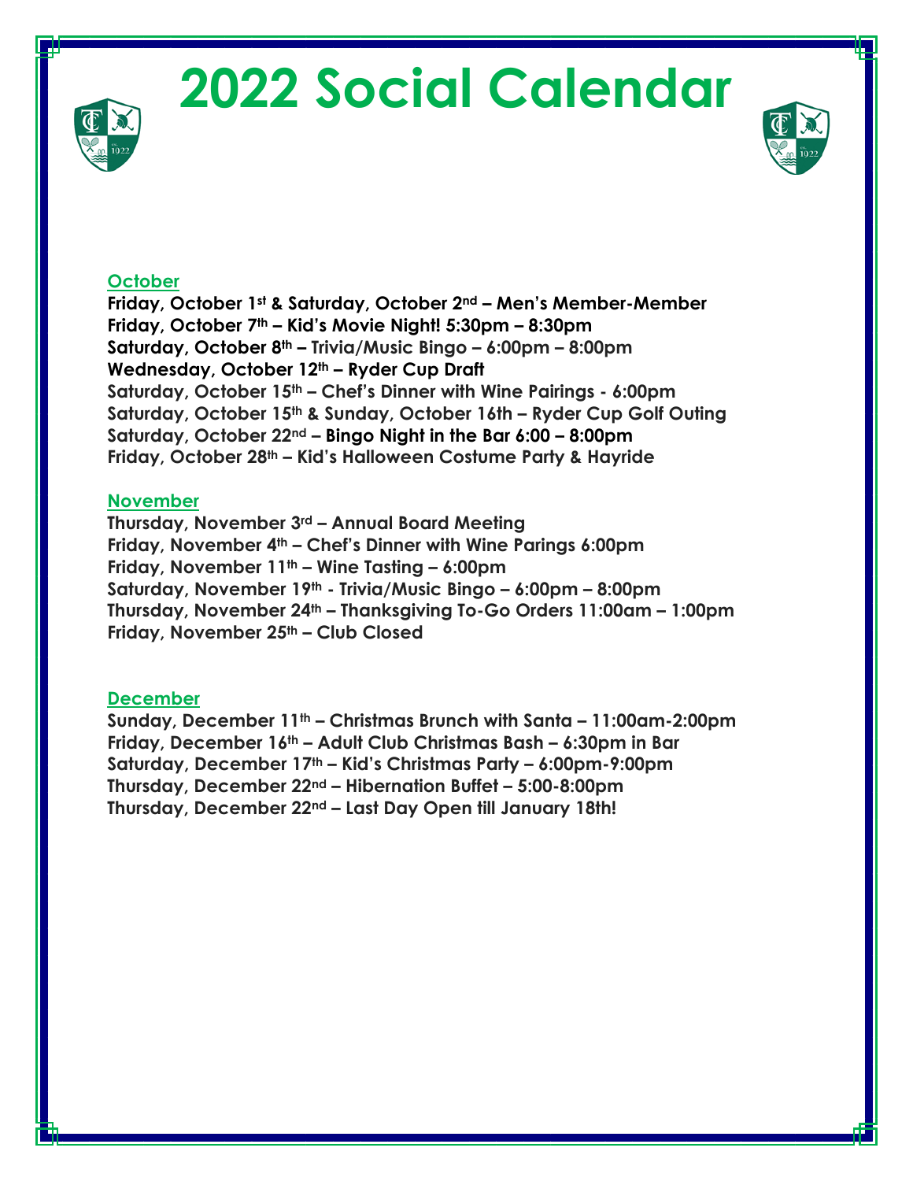# 2022 Social Calendar

## October

**Friday, October 1st & Saturday, October 2nd – Men's Member-Member**
**Friday, October 7th – Kid's Movie Night! 5:30pm – 8:30pm**
**Saturday, October 8th – Trivia/Music Bingo – 6:00pm – 8:00pm**
**Wednesday, October 12th – Ryder Cup Draft**
**Saturday, October 15th – Chef's Dinner with Wine Pairings - 6:00pm**
**Saturday, October 15th & Sunday, October 16th – Ryder Cup Golf Outing**
**Saturday, October 22nd – Bingo Night in the Bar 6:00 – 8:00pm**
**Friday, October 28th – Kid's Halloween Costume Party & Hayride**

## November

**Thursday, November 3rd – Annual Board Meeting**
**Friday, November 4th – Chef's Dinner with Wine Parings 6:00pm**
**Friday, November 11th – Wine Tasting – 6:00pm**
**Saturday, November 19th - Trivia/Music Bingo – 6:00pm – 8:00pm**
**Thursday, November 24th – Thanksgiving To-Go Orders 11:00am – 1:00pm**
**Friday, November 25th – Club Closed**

## December

**Sunday, December 11th – Christmas Brunch with Santa – 11:00am-2:00pm**
**Friday, December 16th – Adult Club Christmas Bash – 6:30pm in Bar**
**Saturday, December 17th – Kid's Christmas Party – 6:00pm-9:00pm**
**Thursday, December 22nd – Hibernation Buffet – 5:00-8:00pm**
**Thursday, December 22nd – Last Day Open till January 18th!**